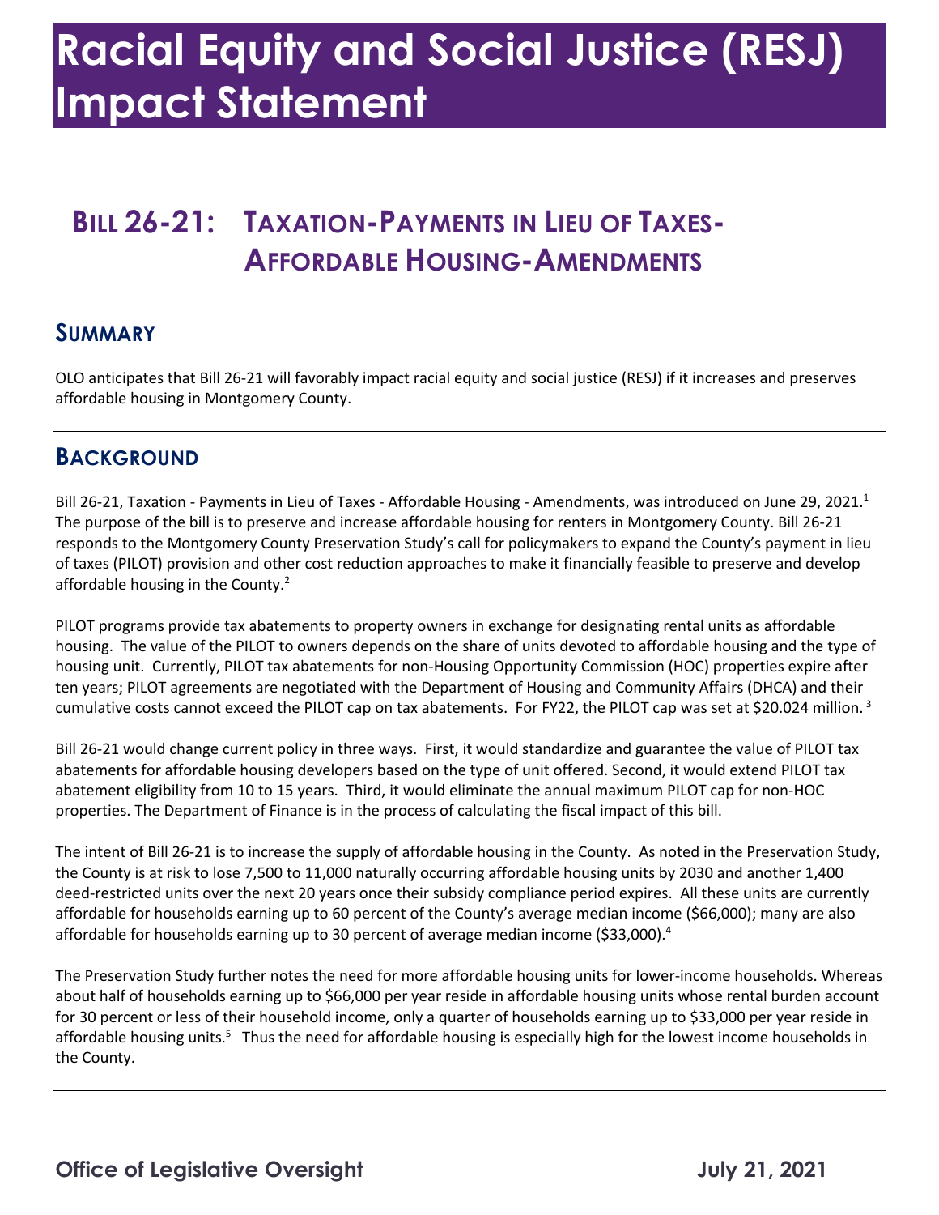# Racial Equity and Social Justice (RESJ) Impact Statement

## Bill 26-21: Taxation-Payments in Lieu of Taxes-Affordable Housing-Amendments

### Summary

OLO anticipates that Bill 26-21 will favorably impact racial equity and social justice (RESJ) if it increases and preserves affordable housing in Montgomery County.

### Background

Bill 26-21, Taxation - Payments in Lieu of Taxes - Affordable Housing - Amendments, was introduced on June 29, 2021.[1] The purpose of the bill is to preserve and increase affordable housing for renters in Montgomery County. Bill 26-21 responds to the Montgomery County Preservation Study's call for policymakers to expand the County's payment in lieu of taxes (PILOT) provision and other cost reduction approaches to make it financially feasible to preserve and develop affordable housing in the County.[2]

PILOT programs provide tax abatements to property owners in exchange for designating rental units as affordable housing. The value of the PILOT to owners depends on the share of units devoted to affordable housing and the type of housing unit. Currently, PILOT tax abatements for non-Housing Opportunity Commission (HOC) properties expire after ten years; PILOT agreements are negotiated with the Department of Housing and Community Affairs (DHCA) and their cumulative costs cannot exceed the PILOT cap on tax abatements. For FY22, the PILOT cap was set at $20.024 million.[3]

Bill 26-21 would change current policy in three ways. First, it would standardize and guarantee the value of PILOT tax abatements for affordable housing developers based on the type of unit offered. Second, it would extend PILOT tax abatement eligibility from 10 to 15 years. Third, it would eliminate the annual maximum PILOT cap for non-HOC properties. The Department of Finance is in the process of calculating the fiscal impact of this bill.

The intent of Bill 26-21 is to increase the supply of affordable housing in the County. As noted in the Preservation Study, the County is at risk to lose 7,500 to 11,000 naturally occurring affordable housing units by 2030 and another 1,400 deed-restricted units over the next 20 years once their subsidy compliance period expires. All these units are currently affordable for households earning up to 60 percent of the County's average median income ($66,000); many are also affordable for households earning up to 30 percent of average median income ($33,000).[4]

The Preservation Study further notes the need for more affordable housing units for lower-income households. Whereas about half of households earning up to $66,000 per year reside in affordable housing units whose rental burden account for 30 percent or less of their household income, only a quarter of households earning up to $33,000 per year reside in affordable housing units.[5] Thus the need for affordable housing is especially high for the lowest income households in the County.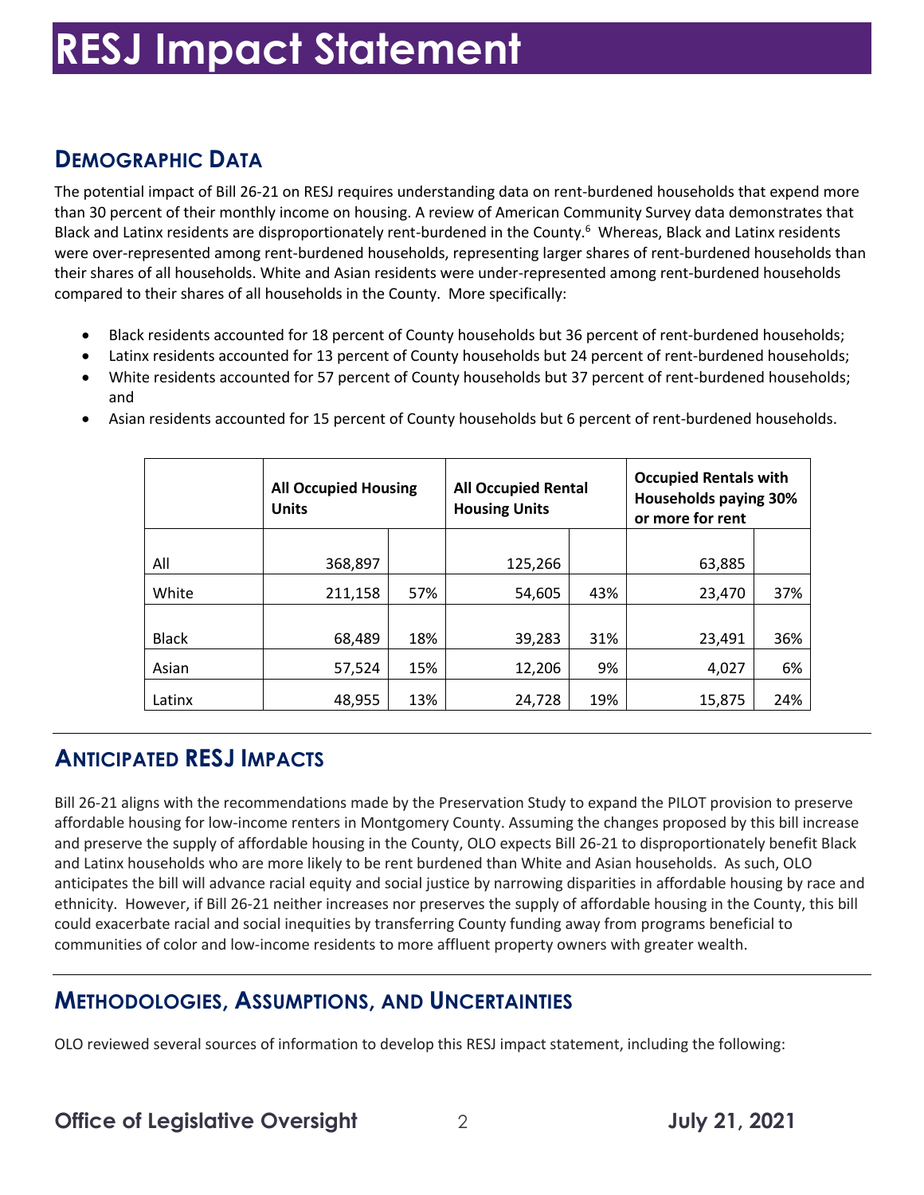# RESJ Impact Statement

## Demographic Data

The potential impact of Bill 26-21 on RESJ requires understanding data on rent-burdened households that expend more than 30 percent of their monthly income on housing. A review of American Community Survey data demonstrates that Black and Latinx residents are disproportionately rent-burdened in the County.[6] Whereas, Black and Latinx residents were over-represented among rent-burdened households, representing larger shares of rent-burdened households than their shares of all households. White and Asian residents were under-represented among rent-burdened households compared to their shares of all households in the County. More specifically:

- Black residents accounted for 18 percent of County households but 36 percent of rent-burdened households;
- Latinx residents accounted for 13 percent of County households but 24 percent of rent-burdened households;
- White residents accounted for 57 percent of County households but 37 percent of rent-burdened households; and
- Asian residents accounted for 15 percent of County households but 6 percent of rent-burdened households.

| | All Occupied Housing Units | | All Occupied Rental Housing Units | | Occupied Rentals with Households paying 30% or more for rent | |
|---|---|---|---|---|---|---|
| All | 368,897 | | 125,266 | | 63,885 | |
| White | 211,158 | 57% | 54,605 | 43% | 23,470 | 37% |
| Black | 68,489 | 18% | 39,283 | 31% | 23,491 | 36% |
| Asian | 57,524 | 15% | 12,206 | 9% | 4,027 | 6% |
| Latinx | 48,955 | 13% | 24,728 | 19% | 15,875 | 24% |

## Anticipated RESJ Impacts

Bill 26-21 aligns with the recommendations made by the Preservation Study to expand the PILOT provision to preserve affordable housing for low-income renters in Montgomery County. Assuming the changes proposed by this bill increase and preserve the supply of affordable housing in the County, OLO expects Bill 26-21 to disproportionately benefit Black and Latinx households who are more likely to be rent burdened than White and Asian households. As such, OLO anticipates the bill will advance racial equity and social justice by narrowing disparities in affordable housing by race and ethnicity. However, if Bill 26-21 neither increases nor preserves the supply of affordable housing in the County, this bill could exacerbate racial and social inequities by transferring County funding away from programs beneficial to communities of color and low-income residents to more affluent property owners with greater wealth.

## Methodologies, Assumptions, and Uncertainties

OLO reviewed several sources of information to develop this RESJ impact statement, including the following: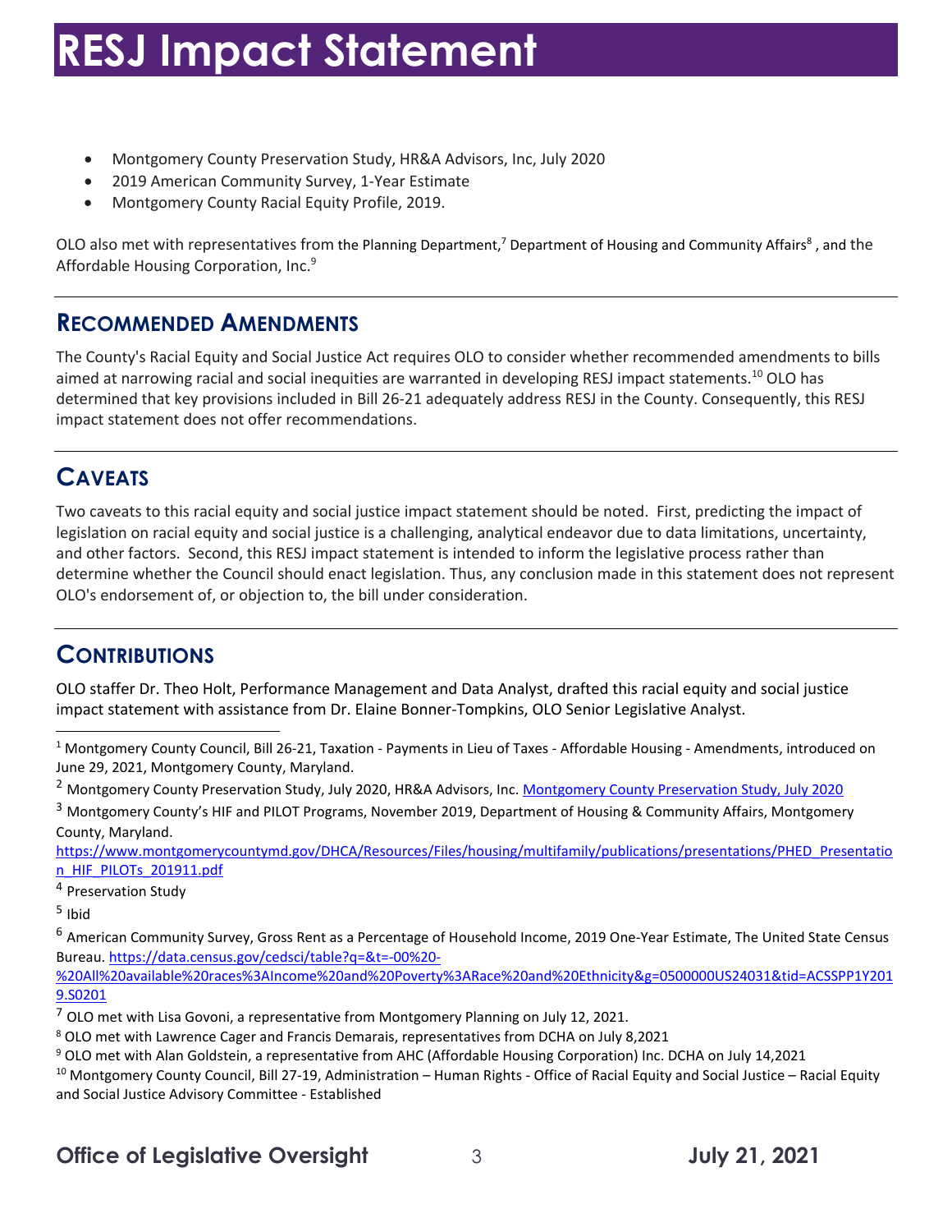- Montgomery County Preservation Study, HR&A Advisors, Inc, July 2020
- 2019 American Community Survey, 1-Year Estimate
- Montgomery County Racial Equity Profile, 2019.

OLO also met with representatives from the Planning Department,[7] Department of Housing and Community Affairs[8] , and the Affordable Housing Corporation, Inc.[9]

## RECOMMENDED AMENDMENTS

The County's Racial Equity and Social Justice Act requires OLO to consider whether recommended amendments to bills aimed at narrowing racial and social inequities are warranted in developing RESJ impact statements.[10] OLO has determined that key provisions included in Bill 26-21 adequately address RESJ in the County. Consequently, this RESJ impact statement does not offer recommendations.

## CAVEATS

Two caveats to this racial equity and social justice impact statement should be noted. First, predicting the impact of legislation on racial equity and social justice is a challenging, analytical endeavor due to data limitations, uncertainty, and other factors. Second, this RESJ impact statement is intended to inform the legislative process rather than determine whether the Council should enact legislation. Thus, any conclusion made in this statement does not represent OLO's endorsement of, or objection to, the bill under consideration.

## CONTRIBUTIONS

OLO staffer Dr. Theo Holt, Performance Management and Data Analyst, drafted this racial equity and social justice impact statement with assistance from Dr. Elaine Bonner-Tompkins, OLO Senior Legislative Analyst.

---

[1] Montgomery County Council, Bill 26-21, Taxation - Payments in Lieu of Taxes - Affordable Housing - Amendments, introduced on June 29, 2021, Montgomery County, Maryland.

[2] Montgomery County Preservation Study, July 2020, HR&A Advisors, Inc. Montgomery County Preservation Study, July 2020

[3] Montgomery County's HIF and PILOT Programs, November 2019, Department of Housing & Community Affairs, Montgomery County, Maryland. https://www.montgomerycountymd.gov/DHCA/Resources/Files/housing/multifamily/publications/presentations/PHED_Presentation_HIF_PILOTs_201911.pdf

[4] Preservation Study

[5] Ibid

[6] American Community Survey, Gross Rent as a Percentage of Household Income, 2019 One-Year Estimate, The United State Census Bureau. https://data.census.gov/cedsci/table?q=&t=-00%20-%20All%20available%20races%3AIncome%20and%20Poverty%3ARace%20and%20Ethnicity&g=0500000US24031&tid=ACSSPP1Y2019.S0201

[7] OLO met with Lisa Govoni, a representative from Montgomery Planning on July 12, 2021.

[8] OLO met with Lawrence Cager and Francis Demarais, representatives from DCHA on July 8,2021

[9] OLO met with Alan Goldstein, a representative from AHC (Affordable Housing Corporation) Inc. DCHA on July 14,2021

[10] Montgomery County Council, Bill 27-19, Administration – Human Rights - Office of Racial Equity and Social Justice – Racial Equity and Social Justice Advisory Committee - Established